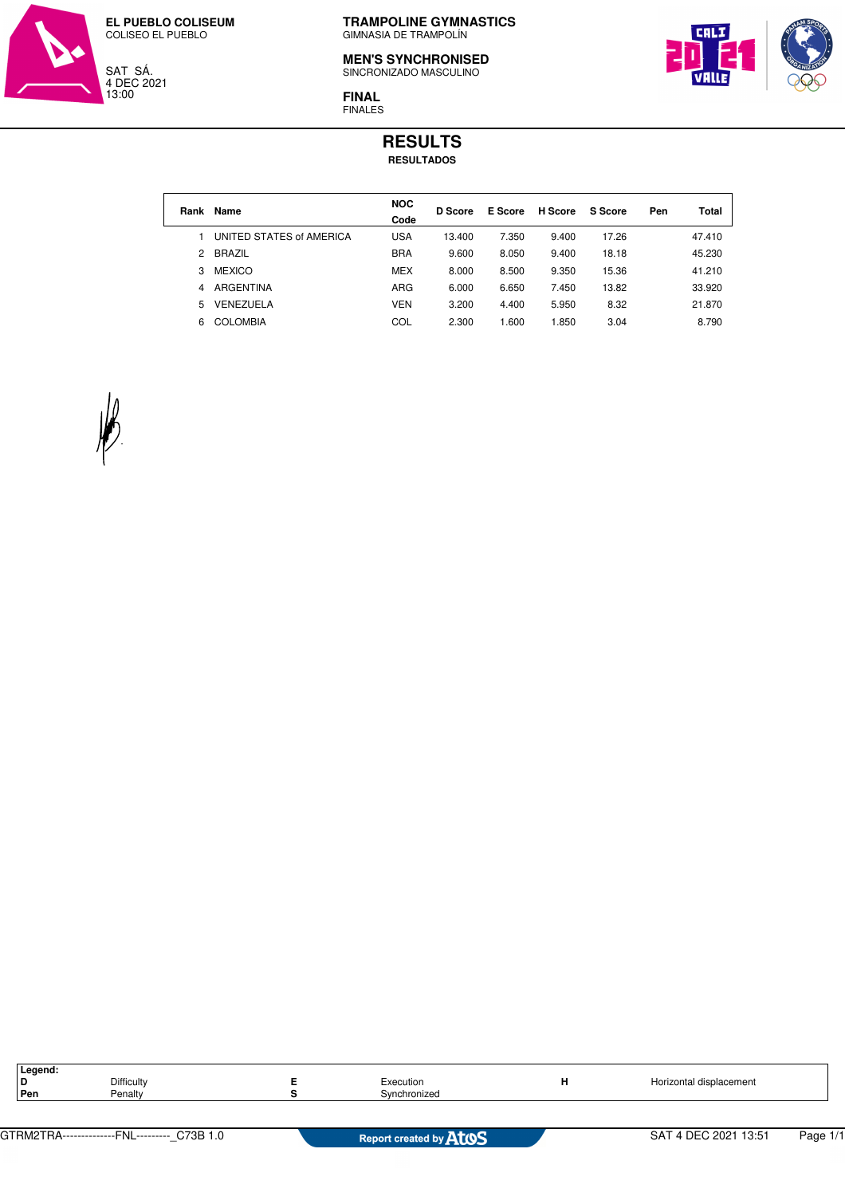**EL PUEBLO COLISEUM**
COLISEO EL PUEBLO

SAT SÁ.
4 DEC 2021
13:00

**TRAMPOLINE GYMNASTICS**
GIMNASIA DE TRAMPOLÍN

**MEN'S SYNCHRONISED**
SINCRONIZADO MASCULINO

**FINAL**
FINALES

# RESULTS
**RESULTADOS**

| Rank | Name | NOC Code | D Score | E Score | H Score | S Score | Pen | Total |
|---|---|---|---|---|---|---|---|---|
| 1 | UNITED STATES of AMERICA | USA | 13.400 | 7.350 | 9.400 | 17.26 | | 47.410 |
| 2 | BRAZIL | BRA | 9.600 | 8.050 | 9.400 | 18.18 | | 45.230 |
| 3 | MEXICO | MEX | 8.000 | 8.500 | 9.350 | 15.36 | | 41.210 |
| 4 | ARGENTINA | ARG | 6.000 | 6.650 | 7.450 | 13.82 | | 33.920 |
| 5 | VENEZUELA | VEN | 3.200 | 4.400 | 5.950 | 8.32 | | 21.870 |
| 6 | COLOMBIA | COL | 2.300 | 1.600 | 1.850 | 3.04 | | 8.790 |

**Legend:**

| | | | | | |
|---|---|---|---|---|---|
| **D** | Difficulty | **E** | Execution | **H** | Horizontal displacement |
| **Pen** | Penalty | **S** | Synchronized | | |

GTRM2TRA--------------FNL---------_C73B 1.0 Report created by Atos SAT 4 DEC 2021 13:51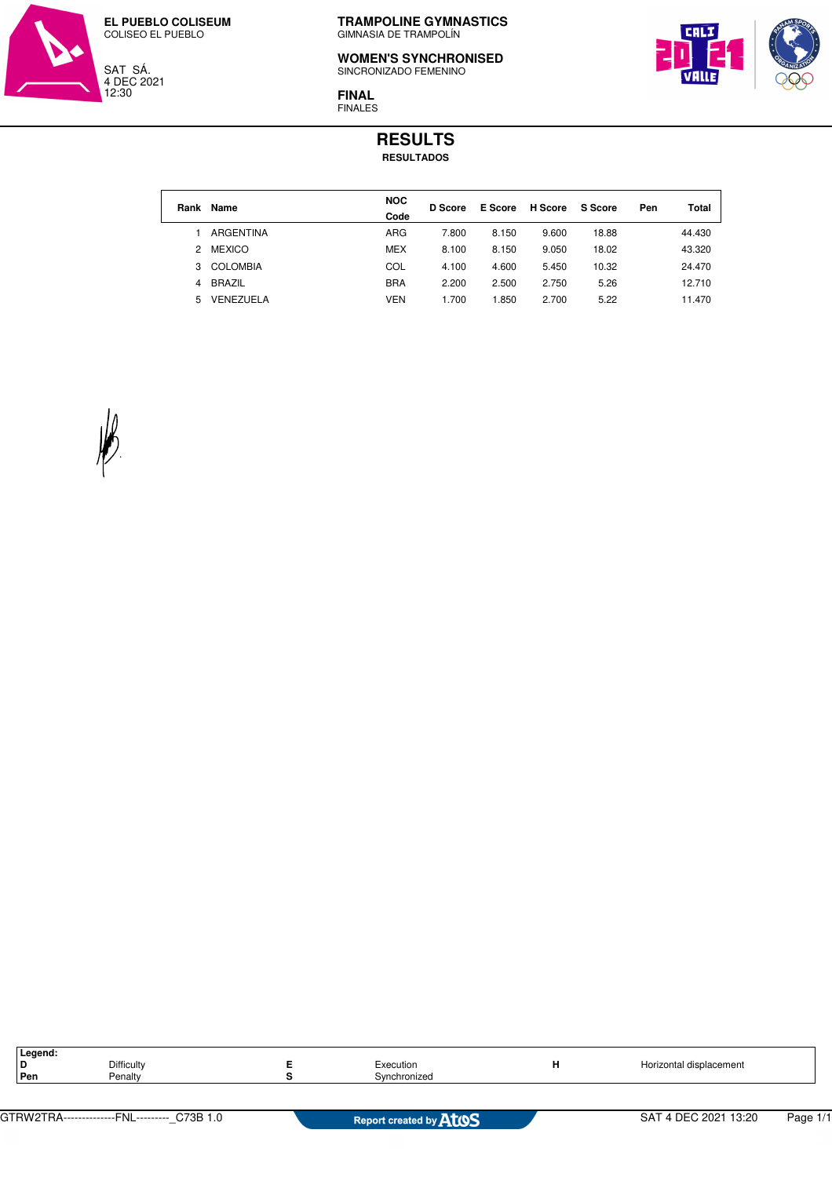**EL PUEBLO COLISEUM**
COLISEO EL PUEBLO

SAT SÁ.
4 DEC 2021
12:30

**TRAMPOLINE GYMNASTICS**
GIMNASIA DE TRAMPOLÍN

**WOMEN'S SYNCHRONISED**
SINCRONIZADO FEMENINO

**FINAL**
FINALES

# RESULTS

**RESULTADOS**

| Rank | Name | NOC Code | D Score | E Score | H Score | S Score | Pen | Total |
|---|---|---|---|---|---|---|---|---|
| 1 | ARGENTINA | ARG | 7.800 | 8.150 | 9.600 | 18.88 | | 44.430 |
| 2 | MEXICO | MEX | 8.100 | 8.150 | 9.050 | 18.02 | | 43.320 |
| 3 | COLOMBIA | COL | 4.100 | 4.600 | 5.450 | 10.32 | | 24.470 |
| 4 | BRAZIL | BRA | 2.200 | 2.500 | 2.750 | 5.26 | | 12.710 |
| 5 | VENEZUELA | VEN | 1.700 | 1.850 | 2.700 | 5.22 | | 11.470 |

**Legend:**

| | | | | | |
|---|---|---|---|---|---|
| **D** | Difficulty | **E** | Execution | **H** | Horizontal displacement |
| **Pen** | Penalty | **S** | Synchronized | | |

GTRW2TRA--------------FNL---------_C73B 1.0 — Report created by Atos — SAT 4 DEC 2021 13:20